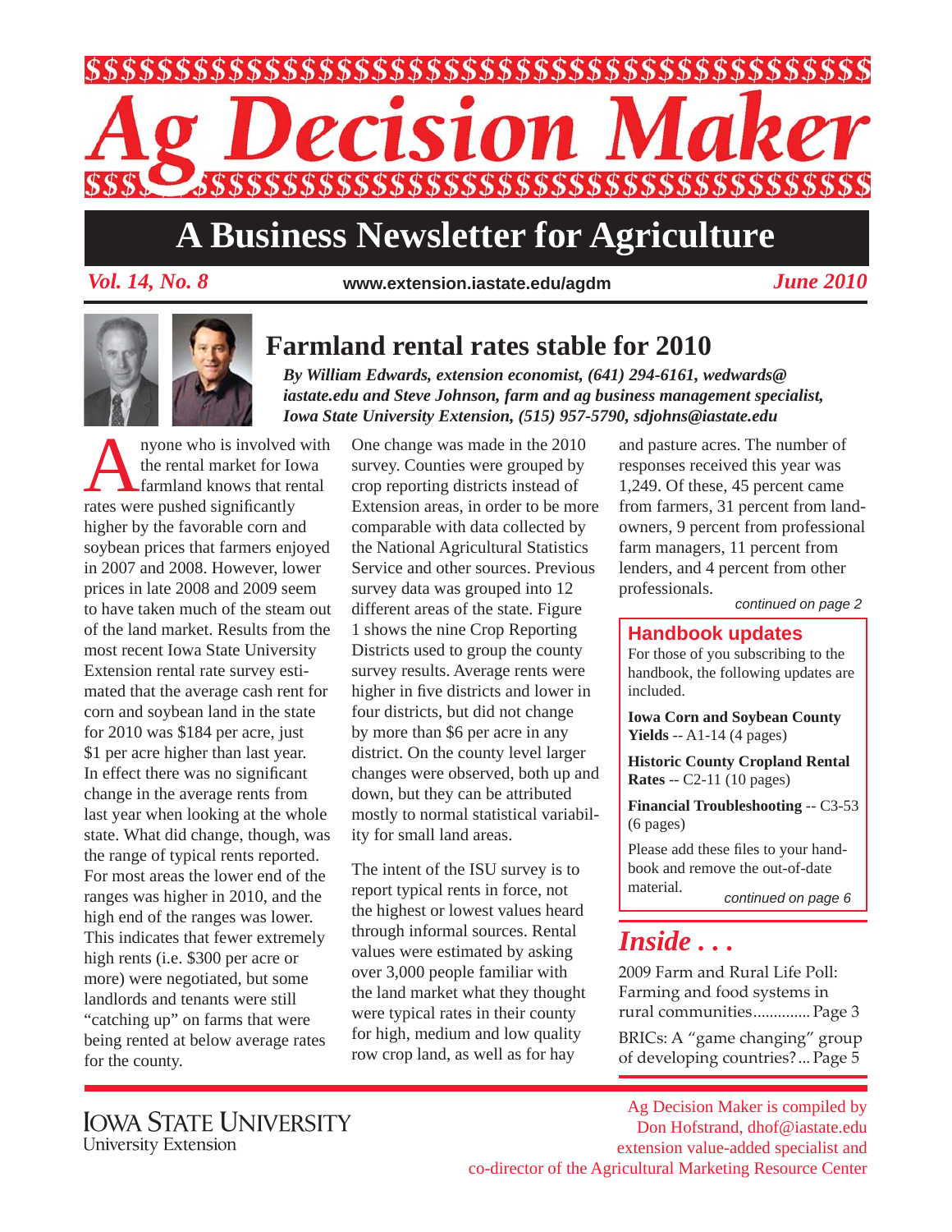# Ag Decision Maker

## A Business Newsletter for Agriculture

*Vol. 14, No. 8* www.extension.iastate.edu/agdm *June 2010*

## Farmland rental rates stable for 2010

***By William Edwards, extension economist, (641) 294-6161, wedwards@iastate.edu and Steve Johnson, farm and ag business management specialist, Iowa State University Extension, (515) 957-5790, sdjohns@iastate.edu***

Anyone who is involved with the rental market for Iowa farmland knows that rental rates were pushed significantly higher by the favorable corn and soybean prices that farmers enjoyed in 2007 and 2008. However, lower prices in late 2008 and 2009 seem to have taken much of the steam out of the land market. Results from the most recent Iowa State University Extension rental rate survey estimated that the average cash rent for corn and soybean land in the state for 2010 was $184 per acre, just $1 per acre higher than last year. In effect there was no significant change in the average rents from last year when looking at the whole state. What did change, though, was the range of typical rents reported. For most areas the lower end of the ranges was higher in 2010, and the high end of the ranges was lower. This indicates that fewer extremely high rents (i.e. $300 per acre or more) were negotiated, but some landlords and tenants were still "catching up" on farms that were being rented at below average rates for the county.

One change was made in the 2010 survey. Counties were grouped by crop reporting districts instead of Extension areas, in order to be more comparable with data collected by the National Agricultural Statistics Service and other sources. Previous survey data was grouped into 12 different areas of the state. Figure 1 shows the nine Crop Reporting Districts used to group the county survey results. Average rents were higher in five districts and lower in four districts, but did not change by more than $6 per acre in any district. On the county level larger changes were observed, both up and down, but they can be attributed mostly to normal statistical variability for small land areas.

The intent of the ISU survey is to report typical rents in force, not the highest or lowest values heard through informal sources. Rental values were estimated by asking over 3,000 people familiar with the land market what they thought were typical rates in their county for high, medium and low quality row crop land, as well as for hay and pasture acres. The number of responses received this year was 1,249. Of these, 45 percent came from farmers, 31 percent from landowners, 9 percent from professional farm managers, 11 percent from lenders, and 4 percent from other professionals.

*continued on page 2*

### Handbook updates

For those of you subscribing to the handbook, the following updates are included.

**Iowa Corn and Soybean County Yields** -- A1-14 (4 pages)

**Historic County Cropland Rental Rates** -- C2-11 (10 pages)

**Financial Troubleshooting** -- C3-53 (6 pages)

Please add these files to your handbook and remove the out-of-date material.

*continued on page 6*

### *Inside . . .*

2009 Farm and Rural Life Poll: Farming and food systems in rural communities .............. Page 3

BRICs: A "game changing" group of developing countries? ... Page 5

Iowa State University
University Extension

Ag Decision Maker is compiled by Don Hofstrand, dhof@iastate.edu extension value-added specialist and co-director of the Agricultural Marketing Resource Center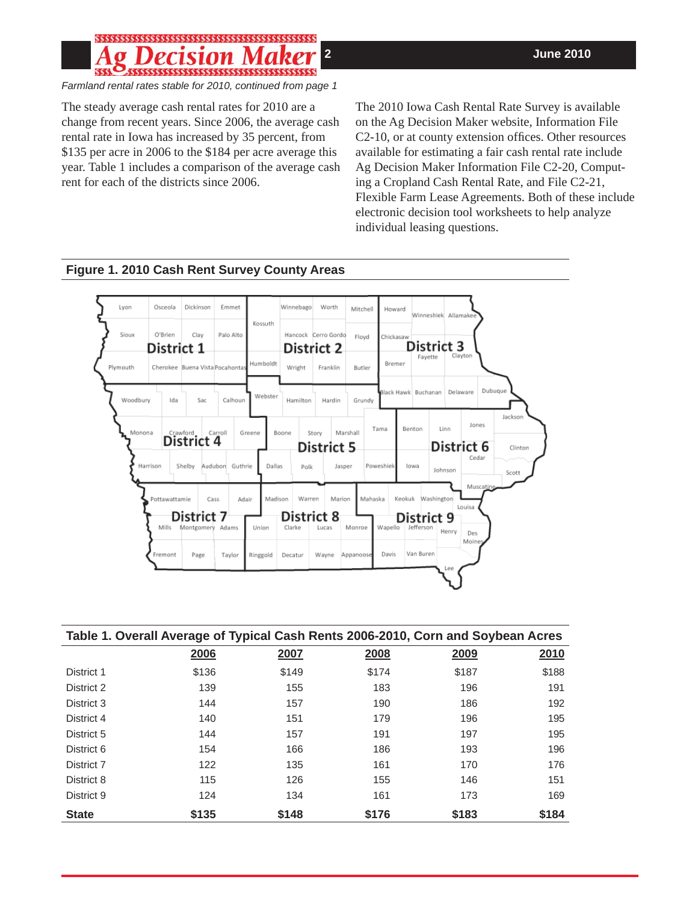*Farmland rental rates stable for 2010, continued from page 1*

The steady average cash rental rates for 2010 are a change from recent years. Since 2006, the average cash rental rate in Iowa has increased by 35 percent, from $135 per acre in 2006 to the $184 per acre average this year. Table 1 includes a comparison of the average cash rent for each of the districts since 2006.

The 2010 Iowa Cash Rental Rate Survey is available on the Ag Decision Maker website, Information File C2-10, or at county extension offices. Other resources available for estimating a fair cash rental rate include Ag Decision Maker Information File C2-20, Computing a Cropland Cash Rental Rate, and File C2-21, Flexible Farm Lease Agreements. Both of these include electronic decision tool worksheets to help analyze individual leasing questions.

**Figure 1. 2010 Cash Rent Survey County Areas**

District 1: Lyon, Osceola, Dickinson, Emmet, Sioux, O'Brien, Clay, Palo Alto, Plymouth, Cherokee, Buena Vista, Pocahontas

District 2: Kossuth, Winnebago, Worth, Mitchell, Hancock, Cerro Gordo, Floyd, Humboldt, Wright, Franklin, Butler

District 3: Howard, Winneshiek, Allamakee, Chickasaw, Fayette, Clayton, Bremer, Black Hawk, Buchanan, Delaware, Dubuque

District 4: Woodbury, Ida, Sac, Calhoun, Monona, Crawford, Carroll, Greene, Harrison, Shelby, Audubon, Guthrie

District 5: Webster, Hamilton, Hardin, Grundy, Boone, Story, Marshall, Tama, Dallas, Polk, Jasper, Poweshiek

District 6: Benton, Linn, Jones, Jackson, Clinton, Cedar, Iowa, Johnson, Scott, Muscatine

District 7: Pottawattamie, Cass, Adair, Mills, Montgomery, Adams, Fremont, Page, Taylor

District 8: Madison, Warren, Marion, Union, Clarke, Lucas, Monroe, Ringgold, Decatur, Wayne, Appanoose

District 9: Mahaska, Keokuk, Washington, Louisa, Wapello, Jefferson, Henry, Des Moines, Davis, Van Buren, Lee

**Table 1. Overall Average of Typical Cash Rents 2006-2010, Corn and Soybean Acres**

| | 2006 | 2007 | 2008 | 2009 | 2010 |
|---|---|---|---|---|---|
| District 1 | $136 | $149 | $174 | $187 | $188 |
| District 2 | 139 | 155 | 183 | 196 | 191 |
| District 3 | 144 | 157 | 190 | 186 | 192 |
| District 4 | 140 | 151 | 179 | 196 | 195 |
| District 5 | 144 | 157 | 191 | 197 | 195 |
| District 6 | 154 | 166 | 186 | 193 | 196 |
| District 7 | 122 | 135 | 161 | 170 | 176 |
| District 8 | 115 | 126 | 155 | 146 | 151 |
| District 9 | 124 | 134 | 161 | 173 | 169 |
| **State** | **$135** | **$148** | **$176** | **$183** | **$184** |